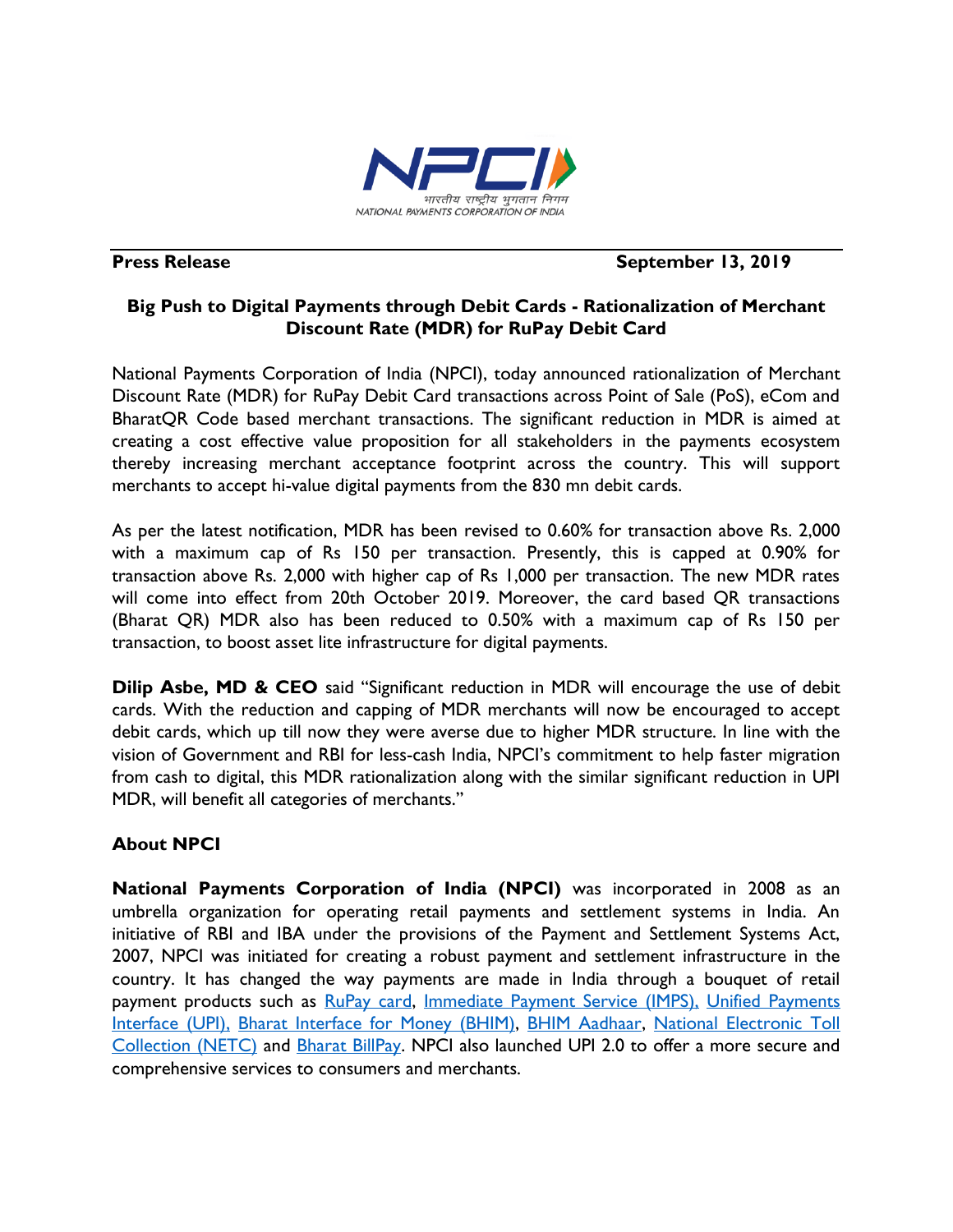NPCI

भारतीय राष्ट्रीय भुगतान निगम

NATIONAL PAYMENTS CORPORATION OF INDIA

**Press Release** **September 13, 2019**

## Big Push to Digital Payments through Debit Cards - Rationalization of Merchant Discount Rate (MDR) for RuPay Debit Card

National Payments Corporation of India (NPCI), today announced rationalization of Merchant Discount Rate (MDR) for RuPay Debit Card transactions across Point of Sale (PoS), eCom and BharatQR Code based merchant transactions. The significant reduction in MDR is aimed at creating a cost effective value proposition for all stakeholders in the payments ecosystem thereby increasing merchant acceptance footprint across the country. This will support merchants to accept hi-value digital payments from the 830 mn debit cards.

As per the latest notification, MDR has been revised to 0.60% for transaction above Rs. 2,000 with a maximum cap of Rs 150 per transaction. Presently, this is capped at 0.90% for transaction above Rs. 2,000 with higher cap of Rs 1,000 per transaction. The new MDR rates will come into effect from 20th October 2019. Moreover, the card based QR transactions (Bharat QR) MDR also has been reduced to 0.50% with a maximum cap of Rs 150 per transaction, to boost asset lite infrastructure for digital payments.

**Dilip Asbe, MD & CEO** said "Significant reduction in MDR will encourage the use of debit cards. With the reduction and capping of MDR merchants will now be encouraged to accept debit cards, which up till now they were averse due to higher MDR structure. In line with the vision of Government and RBI for less-cash India, NPCI's commitment to help faster migration from cash to digital, this MDR rationalization along with the similar significant reduction in UPI MDR, will benefit all categories of merchants."

### About NPCI

**National Payments Corporation of India (NPCI)** was incorporated in 2008 as an umbrella organization for operating retail payments and settlement systems in India. An initiative of RBI and IBA under the provisions of the Payment and Settlement Systems Act, 2007, NPCI was initiated for creating a robust payment and settlement infrastructure in the country. It has changed the way payments are made in India through a bouquet of retail payment products such as RuPay card, Immediate Payment Service (IMPS), Unified Payments Interface (UPI), Bharat Interface for Money (BHIM), BHIM Aadhaar, National Electronic Toll Collection (NETC) and Bharat BillPay. NPCI also launched UPI 2.0 to offer a more secure and comprehensive services to consumers and merchants.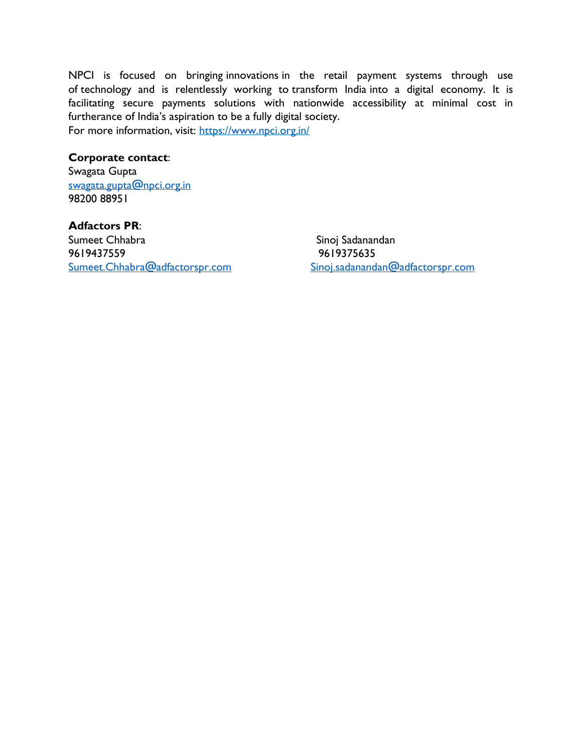NPCI is focused on bringing innovations in the retail payment systems through use of technology and is relentlessly working to transform India into a digital economy. It is facilitating secure payments solutions with nationwide accessibility at minimal cost in furtherance of India's aspiration to be a fully digital society.
For more information, visit: https://www.npci.org.in/

**Corporate contact**:
Swagata Gupta
swagata.gupta@npci.org.in
98200 88951

**Adfactors PR**:

Sumeet Chhabra
9619437559
Sumeet.Chhabra@adfactorspr.com

Sinoj Sadanandan
9619375635
Sinoj.sadanandan@adfactorspr.com